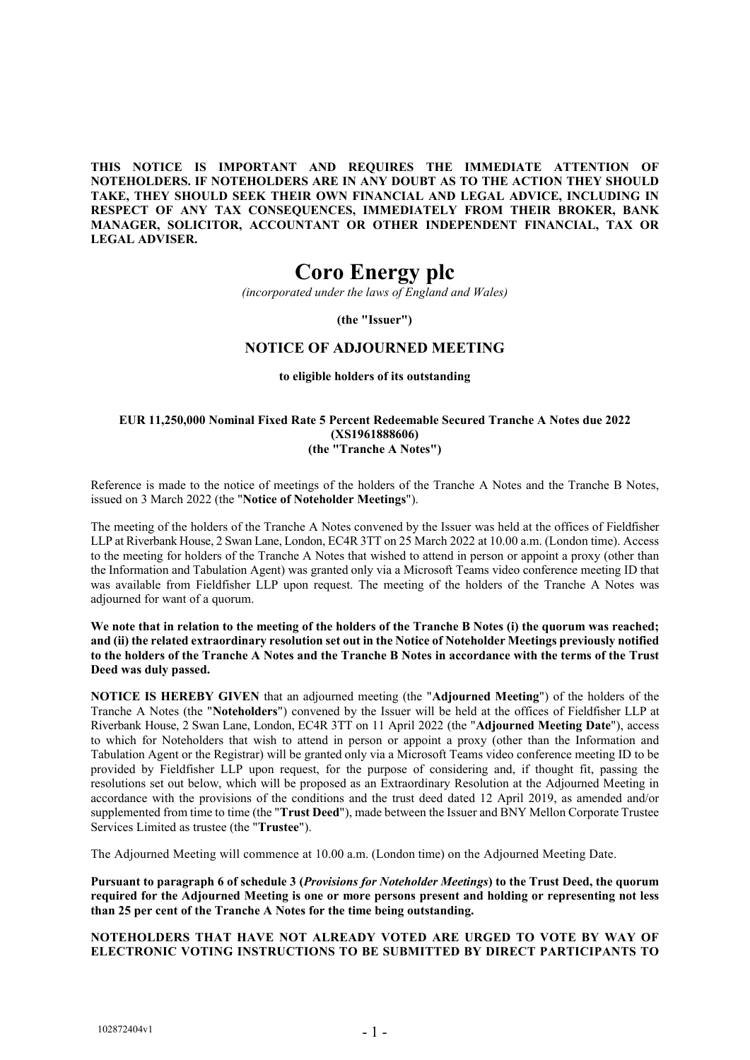**THIS NOTICE IS IMPORTANT AND REQUIRES THE IMMEDIATE ATTENTION OF NOTEHOLDERS. IF NOTEHOLDERS ARE IN ANY DOUBT AS TO THE ACTION THEY SHOULD TAKE, THEY SHOULD SEEK THEIR OWN FINANCIAL AND LEGAL ADVICE, INCLUDING IN RESPECT OF ANY TAX CONSEQUENCES, IMMEDIATELY FROM THEIR BROKER, BANK MANAGER, SOLICITOR, ACCOUNTANT OR OTHER INDEPENDENT FINANCIAL, TAX OR LEGAL ADVISER.**

# Coro Energy plc

*(incorporated under the laws of England and Wales)*

**(the "Issuer")**

## NOTICE OF ADJOURNED MEETING

**to eligible holders of its outstanding**

**EUR 11,250,000 Nominal Fixed Rate 5 Percent Redeemable Secured Tranche A Notes due 2022 (XS1961888606) (the "Tranche A Notes")**

Reference is made to the notice of meetings of the holders of the Tranche A Notes and the Tranche B Notes, issued on 3 March 2022 (the "**Notice of Noteholder Meetings**").

The meeting of the holders of the Tranche A Notes convened by the Issuer was held at the offices of Fieldfisher LLP at Riverbank House, 2 Swan Lane, London, EC4R 3TT on 25 March 2022 at 10.00 a.m. (London time). Access to the meeting for holders of the Tranche A Notes that wished to attend in person or appoint a proxy (other than the Information and Tabulation Agent) was granted only via a Microsoft Teams video conference meeting ID that was available from Fieldfisher LLP upon request. The meeting of the holders of the Tranche A Notes was adjourned for want of a quorum.

**We note that in relation to the meeting of the holders of the Tranche B Notes (i) the quorum was reached; and (ii) the related extraordinary resolution set out in the Notice of Noteholder Meetings previously notified to the holders of the Tranche A Notes and the Tranche B Notes in accordance with the terms of the Trust Deed was duly passed.**

**NOTICE IS HEREBY GIVEN** that an adjourned meeting (the "**Adjourned Meeting**") of the holders of the Tranche A Notes (the "**Noteholders**") convened by the Issuer will be held at the offices of Fieldfisher LLP at Riverbank House, 2 Swan Lane, London, EC4R 3TT on 11 April 2022 (the "**Adjourned Meeting Date**"), access to which for Noteholders that wish to attend in person or appoint a proxy (other than the Information and Tabulation Agent or the Registrar) will be granted only via a Microsoft Teams video conference meeting ID to be provided by Fieldfisher LLP upon request, for the purpose of considering and, if thought fit, passing the resolutions set out below, which will be proposed as an Extraordinary Resolution at the Adjourned Meeting in accordance with the provisions of the conditions and the trust deed dated 12 April 2019, as amended and/or supplemented from time to time (the "**Trust Deed**"), made between the Issuer and BNY Mellon Corporate Trustee Services Limited as trustee (the "**Trustee**").

The Adjourned Meeting will commence at 10.00 a.m. (London time) on the Adjourned Meeting Date.

**Pursuant to paragraph 6 of schedule 3 (*Provisions for Noteholder Meetings*) to the Trust Deed, the quorum required for the Adjourned Meeting is one or more persons present and holding or representing not less than 25 per cent of the Tranche A Notes for the time being outstanding.**

**NOTEHOLDERS THAT HAVE NOT ALREADY VOTED ARE URGED TO VOTE BY WAY OF ELECTRONIC VOTING INSTRUCTIONS TO BE SUBMITTED BY DIRECT PARTICIPANTS TO**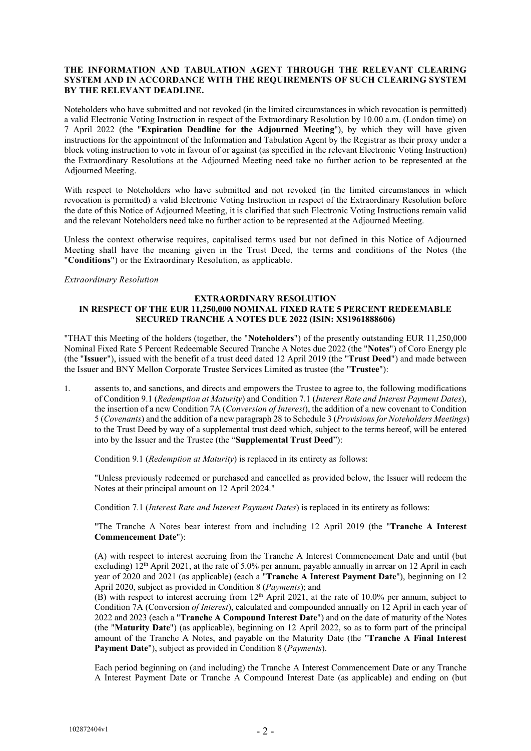**THE INFORMATION AND TABULATION AGENT THROUGH THE RELEVANT CLEARING SYSTEM AND IN ACCORDANCE WITH THE REQUIREMENTS OF SUCH CLEARING SYSTEM BY THE RELEVANT DEADLINE.**

Noteholders who have submitted and not revoked (in the limited circumstances in which revocation is permitted) a valid Electronic Voting Instruction in respect of the Extraordinary Resolution by 10.00 a.m. (London time) on 7 April 2022 (the "**Expiration Deadline for the Adjourned Meeting**"), by which they will have given instructions for the appointment of the Information and Tabulation Agent by the Registrar as their proxy under a block voting instruction to vote in favour of or against (as specified in the relevant Electronic Voting Instruction) the Extraordinary Resolutions at the Adjourned Meeting need take no further action to be represented at the Adjourned Meeting.

With respect to Noteholders who have submitted and not revoked (in the limited circumstances in which revocation is permitted) a valid Electronic Voting Instruction in respect of the Extraordinary Resolution before the date of this Notice of Adjourned Meeting, it is clarified that such Electronic Voting Instructions remain valid and the relevant Noteholders need take no further action to be represented at the Adjourned Meeting.

Unless the context otherwise requires, capitalised terms used but not defined in this Notice of Adjourned Meeting shall have the meaning given in the Trust Deed, the terms and conditions of the Notes (the "**Conditions**") or the Extraordinary Resolution, as applicable.

*Extraordinary Resolution*

**EXTRAORDINARY RESOLUTION**
**IN RESPECT OF THE EUR 11,250,000 NOMINAL FIXED RATE 5 PERCENT REDEEMABLE SECURED TRANCHE A NOTES DUE 2022 (ISIN: XS1961888606)**

"THAT this Meeting of the holders (together, the "**Noteholders**") of the presently outstanding EUR 11,250,000 Nominal Fixed Rate 5 Percent Redeemable Secured Tranche A Notes due 2022 (the "**Notes**") of Coro Energy plc (the "**Issuer**"), issued with the benefit of a trust deed dated 12 April 2019 (the "**Trust Deed**") and made between the Issuer and BNY Mellon Corporate Trustee Services Limited as trustee (the "**Trustee**"):

1. assents to, and sanctions, and directs and empowers the Trustee to agree to, the following modifications of Condition 9.1 (*Redemption at Maturity*) and Condition 7.1 (*Interest Rate and Interest Payment Dates*), the insertion of a new Condition 7A (*Conversion of Interest*), the addition of a new covenant to Condition 5 (*Covenants*) and the addition of a new paragraph 28 to Schedule 3 (*Provisions for Noteholders Meetings*) to the Trust Deed by way of a supplemental trust deed which, subject to the terms hereof, will be entered into by the Issuer and the Trustee (the "**Supplemental Trust Deed**"):

   Condition 9.1 (*Redemption at Maturity*) is replaced in its entirety as follows:

   "Unless previously redeemed or purchased and cancelled as provided below, the Issuer will redeem the Notes at their principal amount on 12 April 2024."

   Condition 7.1 (*Interest Rate and Interest Payment Dates*) is replaced in its entirety as follows:

   "The Tranche A Notes bear interest from and including 12 April 2019 (the "**Tranche A Interest Commencement Date**"):

   (A) with respect to interest accruing from the Tranche A Interest Commencement Date and until (but excluding) 12th April 2021, at the rate of 5.0% per annum, payable annually in arrear on 12 April in each year of 2020 and 2021 (as applicable) (each a "**Tranche A Interest Payment Date**"), beginning on 12 April 2020, subject as provided in Condition 8 (*Payments*); and

   (B) with respect to interest accruing from 12th April 2021, at the rate of 10.0% per annum, subject to Condition 7A (Conversion *of Interest*), calculated and compounded annually on 12 April in each year of 2022 and 2023 (each a "**Tranche A Compound Interest Date**") and on the date of maturity of the Notes (the "**Maturity Date**") (as applicable), beginning on 12 April 2022, so as to form part of the principal amount of the Tranche A Notes, and payable on the Maturity Date (the "**Tranche A Final Interest Payment Date**"), subject as provided in Condition 8 (*Payments*).

   Each period beginning on (and including) the Tranche A Interest Commencement Date or any Tranche A Interest Payment Date or Tranche A Compound Interest Date (as applicable) and ending on (but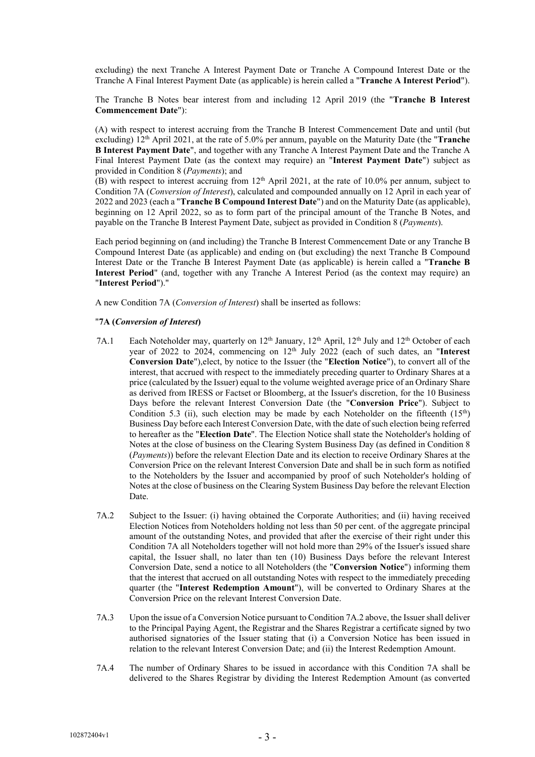excluding) the next Tranche A Interest Payment Date or Tranche A Compound Interest Date or the Tranche A Final Interest Payment Date (as applicable) is herein called a "**Tranche A Interest Period**").

The Tranche B Notes bear interest from and including 12 April 2019 (the "**Tranche B Interest Commencement Date**"):

(A) with respect to interest accruing from the Tranche B Interest Commencement Date and until (but excluding) 12th April 2021, at the rate of 5.0% per annum, payable on the Maturity Date (the "**Tranche B Interest Payment Date**", and together with any Tranche A Interest Payment Date and the Tranche A Final Interest Payment Date (as the context may require) an "**Interest Payment Date**") subject as provided in Condition 8 (*Payments*); and

(B) with respect to interest accruing from 12th April 2021, at the rate of 10.0% per annum, subject to Condition 7A (*Conversion of Interest*), calculated and compounded annually on 12 April in each year of 2022 and 2023 (each a "**Tranche B Compound Interest Date**") and on the Maturity Date (as applicable), beginning on 12 April 2022, so as to form part of the principal amount of the Tranche B Notes, and payable on the Tranche B Interest Payment Date, subject as provided in Condition 8 (*Payments*).

Each period beginning on (and including) the Tranche B Interest Commencement Date or any Tranche B Compound Interest Date (as applicable) and ending on (but excluding) the next Tranche B Compound Interest Date or the Tranche B Interest Payment Date (as applicable) is herein called a "**Tranche B Interest Period**" (and, together with any Tranche A Interest Period (as the context may require) an "**Interest Period**")."

A new Condition 7A (*Conversion of Interest*) shall be inserted as follows:

"**7A (*Conversion of Interest*)**

7A.1 Each Noteholder may, quarterly on 12th January, 12th April, 12th July and 12th October of each year of 2022 to 2024, commencing on 12th July 2022 (each of such dates, an "**Interest Conversion Date**"),elect, by notice to the Issuer (the "**Election Notice**"), to convert all of the interest, that accrued with respect to the immediately preceding quarter to Ordinary Shares at a price (calculated by the Issuer) equal to the volume weighted average price of an Ordinary Share as derived from IRESS or Factset or Bloomberg, at the Issuer's discretion, for the 10 Business Days before the relevant Interest Conversion Date (the "**Conversion Price**"). Subject to Condition 5.3 (ii), such election may be made by each Noteholder on the fifteenth (15th) Business Day before each Interest Conversion Date, with the date of such election being referred to hereafter as the "**Election Date**". The Election Notice shall state the Noteholder's holding of Notes at the close of business on the Clearing System Business Day (as defined in Condition 8 (*Payments*)) before the relevant Election Date and its election to receive Ordinary Shares at the Conversion Price on the relevant Interest Conversion Date and shall be in such form as notified to the Noteholders by the Issuer and accompanied by proof of such Noteholder's holding of Notes at the close of business on the Clearing System Business Day before the relevant Election Date.

7A.2 Subject to the Issuer: (i) having obtained the Corporate Authorities; and (ii) having received Election Notices from Noteholders holding not less than 50 per cent. of the aggregate principal amount of the outstanding Notes, and provided that after the exercise of their right under this Condition 7A all Noteholders together will not hold more than 29% of the Issuer's issued share capital, the Issuer shall, no later than ten (10) Business Days before the relevant Interest Conversion Date, send a notice to all Noteholders (the "**Conversion Notice**") informing them that the interest that accrued on all outstanding Notes with respect to the immediately preceding quarter (the "**Interest Redemption Amount**"), will be converted to Ordinary Shares at the Conversion Price on the relevant Interest Conversion Date.

7A.3 Upon the issue of a Conversion Notice pursuant to Condition 7A.2 above, the Issuer shall deliver to the Principal Paying Agent, the Registrar and the Shares Registrar a certificate signed by two authorised signatories of the Issuer stating that (i) a Conversion Notice has been issued in relation to the relevant Interest Conversion Date; and (ii) the Interest Redemption Amount.

7A.4 The number of Ordinary Shares to be issued in accordance with this Condition 7A shall be delivered to the Shares Registrar by dividing the Interest Redemption Amount (as converted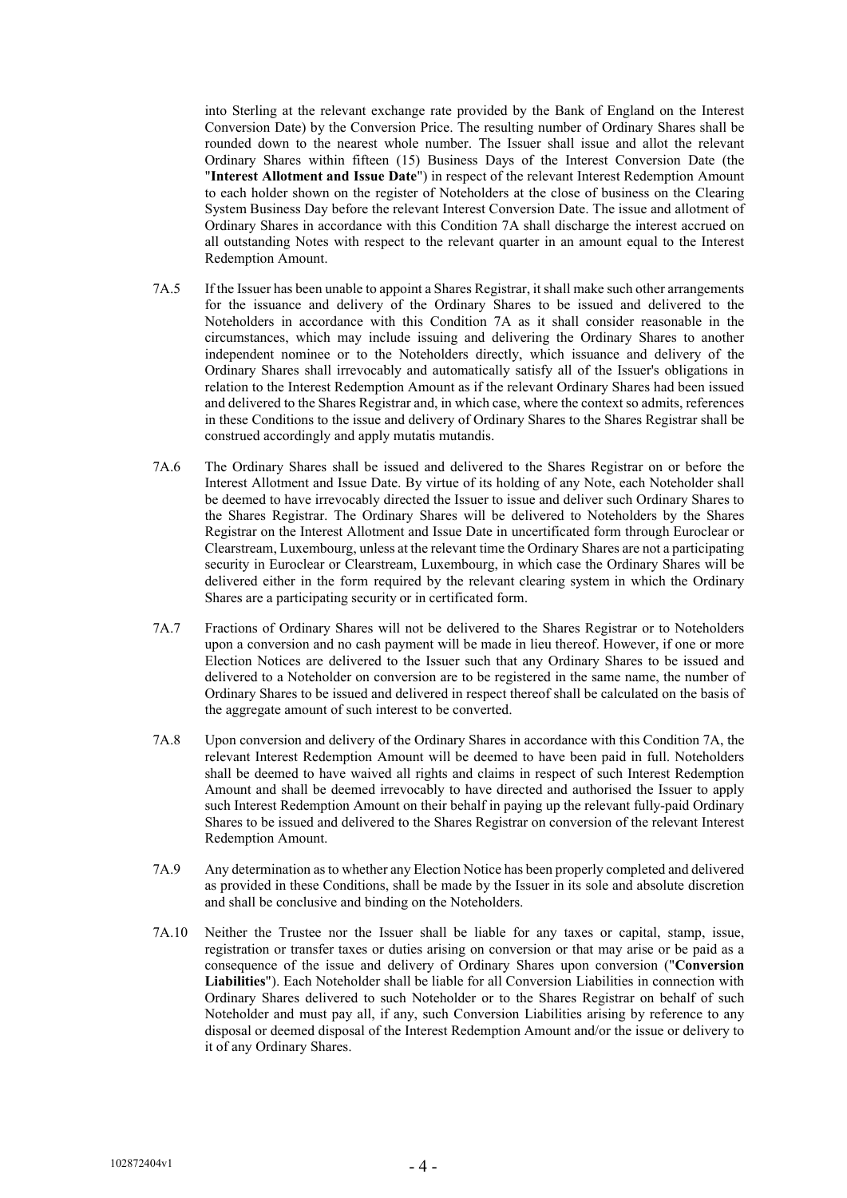into Sterling at the relevant exchange rate provided by the Bank of England on the Interest Conversion Date) by the Conversion Price. The resulting number of Ordinary Shares shall be rounded down to the nearest whole number. The Issuer shall issue and allot the relevant Ordinary Shares within fifteen (15) Business Days of the Interest Conversion Date (the "**Interest Allotment and Issue Date**") in respect of the relevant Interest Redemption Amount to each holder shown on the register of Noteholders at the close of business on the Clearing System Business Day before the relevant Interest Conversion Date. The issue and allotment of Ordinary Shares in accordance with this Condition 7A shall discharge the interest accrued on all outstanding Notes with respect to the relevant quarter in an amount equal to the Interest Redemption Amount.

7A.5 If the Issuer has been unable to appoint a Shares Registrar, it shall make such other arrangements for the issuance and delivery of the Ordinary Shares to be issued and delivered to the Noteholders in accordance with this Condition 7A as it shall consider reasonable in the circumstances, which may include issuing and delivering the Ordinary Shares to another independent nominee or to the Noteholders directly, which issuance and delivery of the Ordinary Shares shall irrevocably and automatically satisfy all of the Issuer's obligations in relation to the Interest Redemption Amount as if the relevant Ordinary Shares had been issued and delivered to the Shares Registrar and, in which case, where the context so admits, references in these Conditions to the issue and delivery of Ordinary Shares to the Shares Registrar shall be construed accordingly and apply mutatis mutandis.

7A.6 The Ordinary Shares shall be issued and delivered to the Shares Registrar on or before the Interest Allotment and Issue Date. By virtue of its holding of any Note, each Noteholder shall be deemed to have irrevocably directed the Issuer to issue and deliver such Ordinary Shares to the Shares Registrar. The Ordinary Shares will be delivered to Noteholders by the Shares Registrar on the Interest Allotment and Issue Date in uncertificated form through Euroclear or Clearstream, Luxembourg, unless at the relevant time the Ordinary Shares are not a participating security in Euroclear or Clearstream, Luxembourg, in which case the Ordinary Shares will be delivered either in the form required by the relevant clearing system in which the Ordinary Shares are a participating security or in certificated form.

7A.7 Fractions of Ordinary Shares will not be delivered to the Shares Registrar or to Noteholders upon a conversion and no cash payment will be made in lieu thereof. However, if one or more Election Notices are delivered to the Issuer such that any Ordinary Shares to be issued and delivered to a Noteholder on conversion are to be registered in the same name, the number of Ordinary Shares to be issued and delivered in respect thereof shall be calculated on the basis of the aggregate amount of such interest to be converted.

7A.8 Upon conversion and delivery of the Ordinary Shares in accordance with this Condition 7A, the relevant Interest Redemption Amount will be deemed to have been paid in full. Noteholders shall be deemed to have waived all rights and claims in respect of such Interest Redemption Amount and shall be deemed irrevocably to have directed and authorised the Issuer to apply such Interest Redemption Amount on their behalf in paying up the relevant fully-paid Ordinary Shares to be issued and delivered to the Shares Registrar on conversion of the relevant Interest Redemption Amount.

7A.9 Any determination as to whether any Election Notice has been properly completed and delivered as provided in these Conditions, shall be made by the Issuer in its sole and absolute discretion and shall be conclusive and binding on the Noteholders.

7A.10 Neither the Trustee nor the Issuer shall be liable for any taxes or capital, stamp, issue, registration or transfer taxes or duties arising on conversion or that may arise or be paid as a consequence of the issue and delivery of Ordinary Shares upon conversion ("**Conversion Liabilities**"). Each Noteholder shall be liable for all Conversion Liabilities in connection with Ordinary Shares delivered to such Noteholder or to the Shares Registrar on behalf of such Noteholder and must pay all, if any, such Conversion Liabilities arising by reference to any disposal or deemed disposal of the Interest Redemption Amount and/or the issue or delivery to it of any Ordinary Shares.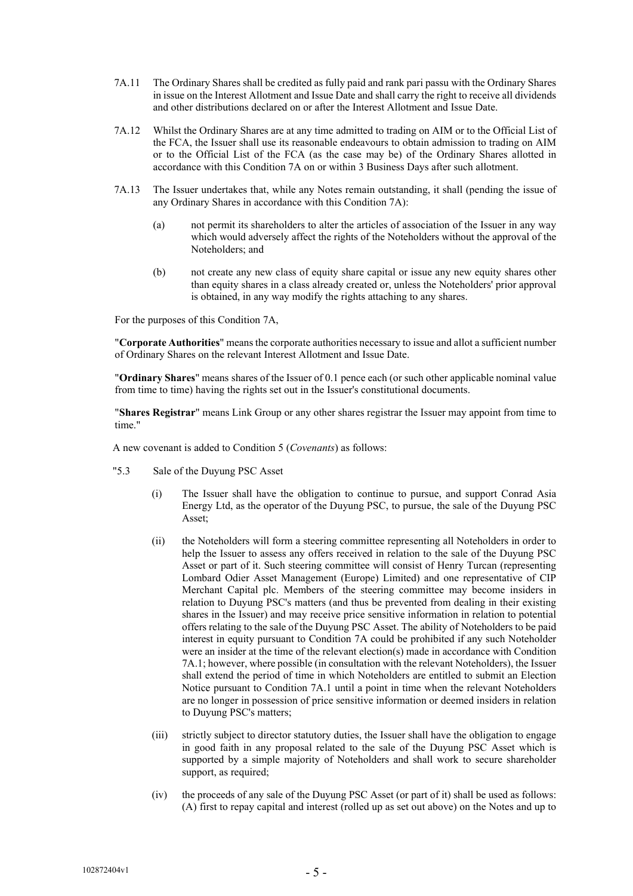7A.11 The Ordinary Shares shall be credited as fully paid and rank pari passu with the Ordinary Shares in issue on the Interest Allotment and Issue Date and shall carry the right to receive all dividends and other distributions declared on or after the Interest Allotment and Issue Date.

7A.12 Whilst the Ordinary Shares are at any time admitted to trading on AIM or to the Official List of the FCA, the Issuer shall use its reasonable endeavours to obtain admission to trading on AIM or to the Official List of the FCA (as the case may be) of the Ordinary Shares allotted in accordance with this Condition 7A on or within 3 Business Days after such allotment.

7A.13 The Issuer undertakes that, while any Notes remain outstanding, it shall (pending the issue of any Ordinary Shares in accordance with this Condition 7A):

(a) not permit its shareholders to alter the articles of association of the Issuer in any way which would adversely affect the rights of the Noteholders without the approval of the Noteholders; and

(b) not create any new class of equity share capital or issue any new equity shares other than equity shares in a class already created or, unless the Noteholders' prior approval is obtained, in any way modify the rights attaching to any shares.

For the purposes of this Condition 7A,

"**Corporate Authorities**" means the corporate authorities necessary to issue and allot a sufficient number of Ordinary Shares on the relevant Interest Allotment and Issue Date.

"**Ordinary Shares**" means shares of the Issuer of 0.1 pence each (or such other applicable nominal value from time to time) having the rights set out in the Issuer's constitutional documents.

"**Shares Registrar**" means Link Group or any other shares registrar the Issuer may appoint from time to time."

A new covenant is added to Condition 5 (*Covenants*) as follows:

"5.3 Sale of the Duyung PSC Asset

(i) The Issuer shall have the obligation to continue to pursue, and support Conrad Asia Energy Ltd, as the operator of the Duyung PSC, to pursue, the sale of the Duyung PSC Asset;

(ii) the Noteholders will form a steering committee representing all Noteholders in order to help the Issuer to assess any offers received in relation to the sale of the Duyung PSC Asset or part of it. Such steering committee will consist of Henry Turcan (representing Lombard Odier Asset Management (Europe) Limited) and one representative of CIP Merchant Capital plc. Members of the steering committee may become insiders in relation to Duyung PSC's matters (and thus be prevented from dealing in their existing shares in the Issuer) and may receive price sensitive information in relation to potential offers relating to the sale of the Duyung PSC Asset. The ability of Noteholders to be paid interest in equity pursuant to Condition 7A could be prohibited if any such Noteholder were an insider at the time of the relevant election(s) made in accordance with Condition 7A.1; however, where possible (in consultation with the relevant Noteholders), the Issuer shall extend the period of time in which Noteholders are entitled to submit an Election Notice pursuant to Condition 7A.1 until a point in time when the relevant Noteholders are no longer in possession of price sensitive information or deemed insiders in relation to Duyung PSC's matters;

(iii) strictly subject to director statutory duties, the Issuer shall have the obligation to engage in good faith in any proposal related to the sale of the Duyung PSC Asset which is supported by a simple majority of Noteholders and shall work to secure shareholder support, as required;

(iv) the proceeds of any sale of the Duyung PSC Asset (or part of it) shall be used as follows: (A) first to repay capital and interest (rolled up as set out above) on the Notes and up to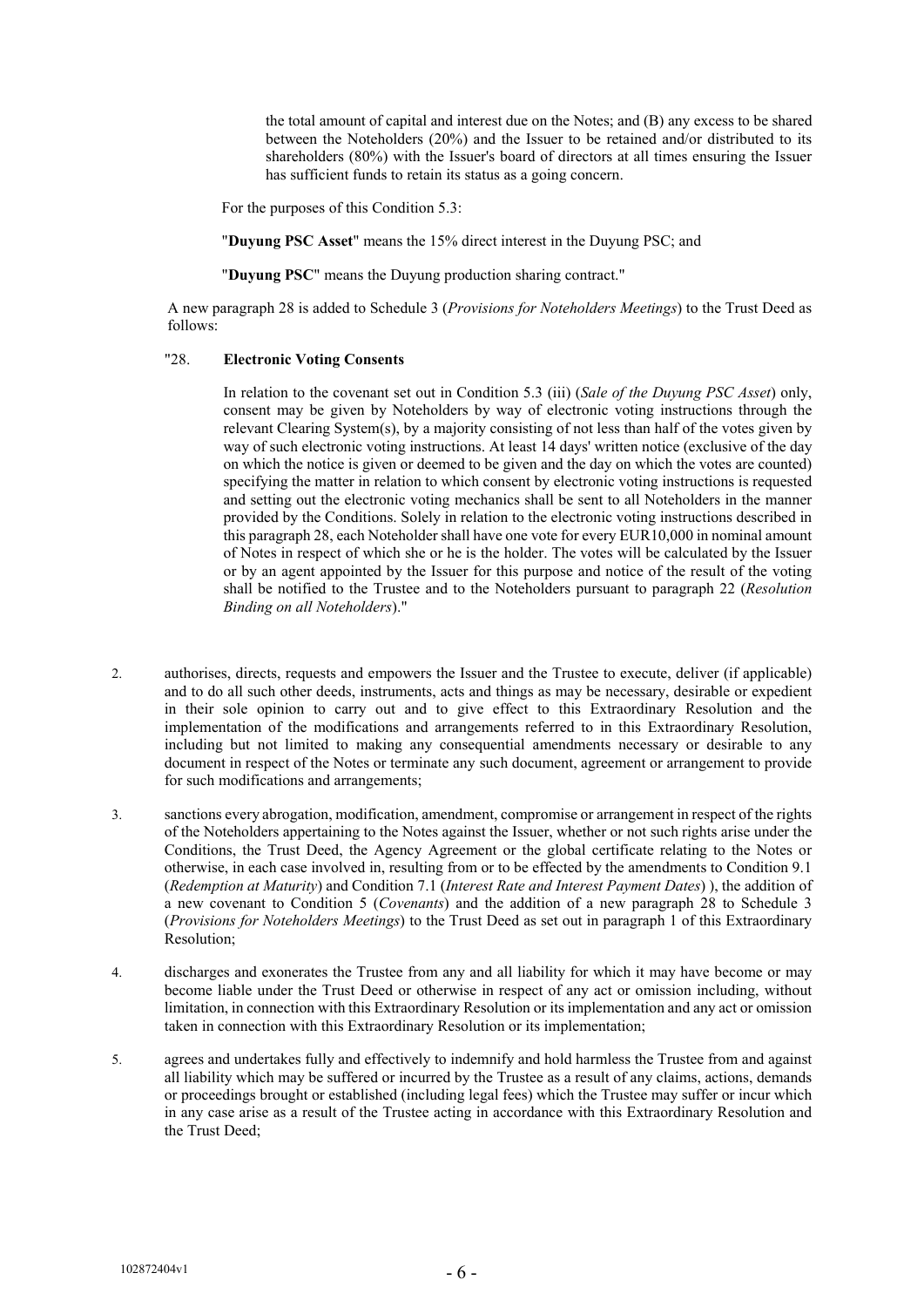the total amount of capital and interest due on the Notes; and (B) any excess to be shared between the Noteholders (20%) and the Issuer to be retained and/or distributed to its shareholders (80%) with the Issuer's board of directors at all times ensuring the Issuer has sufficient funds to retain its status as a going concern.

For the purposes of this Condition 5.3:

"**Duyung PSC Asset**" means the 15% direct interest in the Duyung PSC; and

"**Duyung PSC**" means the Duyung production sharing contract."

A new paragraph 28 is added to Schedule 3 (*Provisions for Noteholders Meetings*) to the Trust Deed as follows:

"28. **Electronic Voting Consents**

In relation to the covenant set out in Condition 5.3 (iii) (*Sale of the Duyung PSC Asset*) only, consent may be given by Noteholders by way of electronic voting instructions through the relevant Clearing System(s), by a majority consisting of not less than half of the votes given by way of such electronic voting instructions. At least 14 days' written notice (exclusive of the day on which the notice is given or deemed to be given and the day on which the votes are counted) specifying the matter in relation to which consent by electronic voting instructions is requested and setting out the electronic voting mechanics shall be sent to all Noteholders in the manner provided by the Conditions. Solely in relation to the electronic voting instructions described in this paragraph 28, each Noteholder shall have one vote for every EUR10,000 in nominal amount of Notes in respect of which she or he is the holder. The votes will be calculated by the Issuer or by an agent appointed by the Issuer for this purpose and notice of the result of the voting shall be notified to the Trustee and to the Noteholders pursuant to paragraph 22 (*Resolution Binding on all Noteholders*)."

2. authorises, directs, requests and empowers the Issuer and the Trustee to execute, deliver (if applicable) and to do all such other deeds, instruments, acts and things as may be necessary, desirable or expedient in their sole opinion to carry out and to give effect to this Extraordinary Resolution and the implementation of the modifications and arrangements referred to in this Extraordinary Resolution, including but not limited to making any consequential amendments necessary or desirable to any document in respect of the Notes or terminate any such document, agreement or arrangement to provide for such modifications and arrangements;

3. sanctions every abrogation, modification, amendment, compromise or arrangement in respect of the rights of the Noteholders appertaining to the Notes against the Issuer, whether or not such rights arise under the Conditions, the Trust Deed, the Agency Agreement or the global certificate relating to the Notes or otherwise, in each case involved in, resulting from or to be effected by the amendments to Condition 9.1 (*Redemption at Maturity*) and Condition 7.1 (*Interest Rate and Interest Payment Dates*) ), the addition of a new covenant to Condition 5 (*Covenants*) and the addition of a new paragraph 28 to Schedule 3 (*Provisions for Noteholders Meetings*) to the Trust Deed as set out in paragraph 1 of this Extraordinary Resolution;

4. discharges and exonerates the Trustee from any and all liability for which it may have become or may become liable under the Trust Deed or otherwise in respect of any act or omission including, without limitation, in connection with this Extraordinary Resolution or its implementation and any act or omission taken in connection with this Extraordinary Resolution or its implementation;

5. agrees and undertakes fully and effectively to indemnify and hold harmless the Trustee from and against all liability which may be suffered or incurred by the Trustee as a result of any claims, actions, demands or proceedings brought or established (including legal fees) which the Trustee may suffer or incur which in any case arise as a result of the Trustee acting in accordance with this Extraordinary Resolution and the Trust Deed;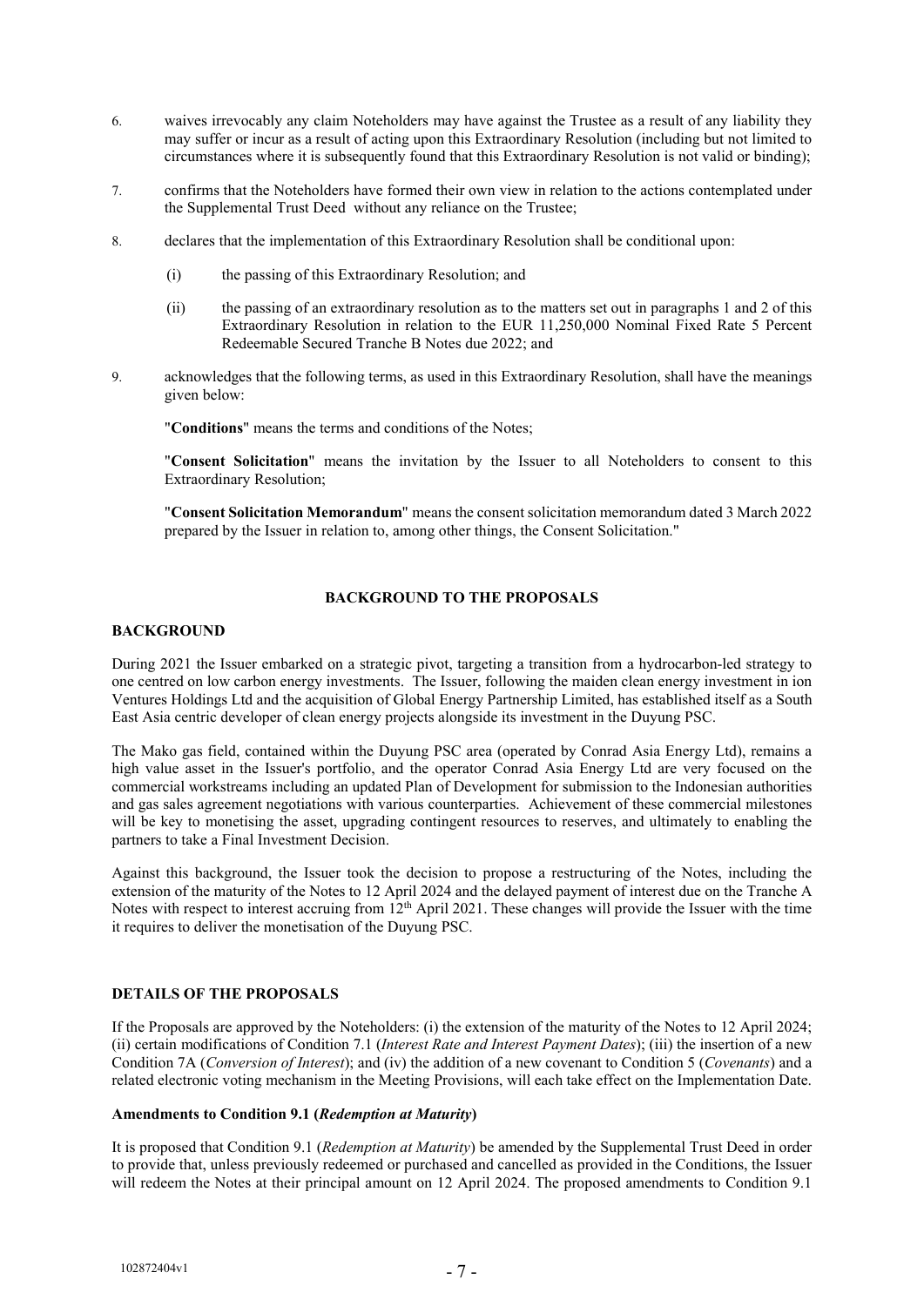6. waives irrevocably any claim Noteholders may have against the Trustee as a result of any liability they may suffer or incur as a result of acting upon this Extraordinary Resolution (including but not limited to circumstances where it is subsequently found that this Extraordinary Resolution is not valid or binding);

7. confirms that the Noteholders have formed their own view in relation to the actions contemplated under the Supplemental Trust Deed without any reliance on the Trustee;

8. declares that the implementation of this Extraordinary Resolution shall be conditional upon:

   (i) the passing of this Extraordinary Resolution; and

   (ii) the passing of an extraordinary resolution as to the matters set out in paragraphs 1 and 2 of this Extraordinary Resolution in relation to the EUR 11,250,000 Nominal Fixed Rate 5 Percent Redeemable Secured Tranche B Notes due 2022; and

9. acknowledges that the following terms, as used in this Extraordinary Resolution, shall have the meanings given below:

   "**Conditions**" means the terms and conditions of the Notes;

   "**Consent Solicitation**" means the invitation by the Issuer to all Noteholders to consent to this Extraordinary Resolution;

   "**Consent Solicitation Memorandum**" means the consent solicitation memorandum dated 3 March 2022 prepared by the Issuer in relation to, among other things, the Consent Solicitation."

## BACKGROUND TO THE PROPOSALS

### BACKGROUND

During 2021 the Issuer embarked on a strategic pivot, targeting a transition from a hydrocarbon-led strategy to one centred on low carbon energy investments. The Issuer, following the maiden clean energy investment in ion Ventures Holdings Ltd and the acquisition of Global Energy Partnership Limited, has established itself as a South East Asia centric developer of clean energy projects alongside its investment in the Duyung PSC.

The Mako gas field, contained within the Duyung PSC area (operated by Conrad Asia Energy Ltd), remains a high value asset in the Issuer's portfolio, and the operator Conrad Asia Energy Ltd are very focused on the commercial workstreams including an updated Plan of Development for submission to the Indonesian authorities and gas sales agreement negotiations with various counterparties. Achievement of these commercial milestones will be key to monetising the asset, upgrading contingent resources to reserves, and ultimately to enabling the partners to take a Final Investment Decision.

Against this background, the Issuer took the decision to propose a restructuring of the Notes, including the extension of the maturity of the Notes to 12 April 2024 and the delayed payment of interest due on the Tranche A Notes with respect to interest accruing from 12th April 2021. These changes will provide the Issuer with the time it requires to deliver the monetisation of the Duyung PSC.

### DETAILS OF THE PROPOSALS

If the Proposals are approved by the Noteholders: (i) the extension of the maturity of the Notes to 12 April 2024; (ii) certain modifications of Condition 7.1 (*Interest Rate and Interest Payment Dates*); (iii) the insertion of a new Condition 7A (*Conversion of Interest*); and (iv) the addition of a new covenant to Condition 5 (*Covenants*) and a related electronic voting mechanism in the Meeting Provisions, will each take effect on the Implementation Date.

**Amendments to Condition 9.1 (*Redemption at Maturity*)**

It is proposed that Condition 9.1 (*Redemption at Maturity*) be amended by the Supplemental Trust Deed in order to provide that, unless previously redeemed or purchased and cancelled as provided in the Conditions, the Issuer will redeem the Notes at their principal amount on 12 April 2024. The proposed amendments to Condition 9.1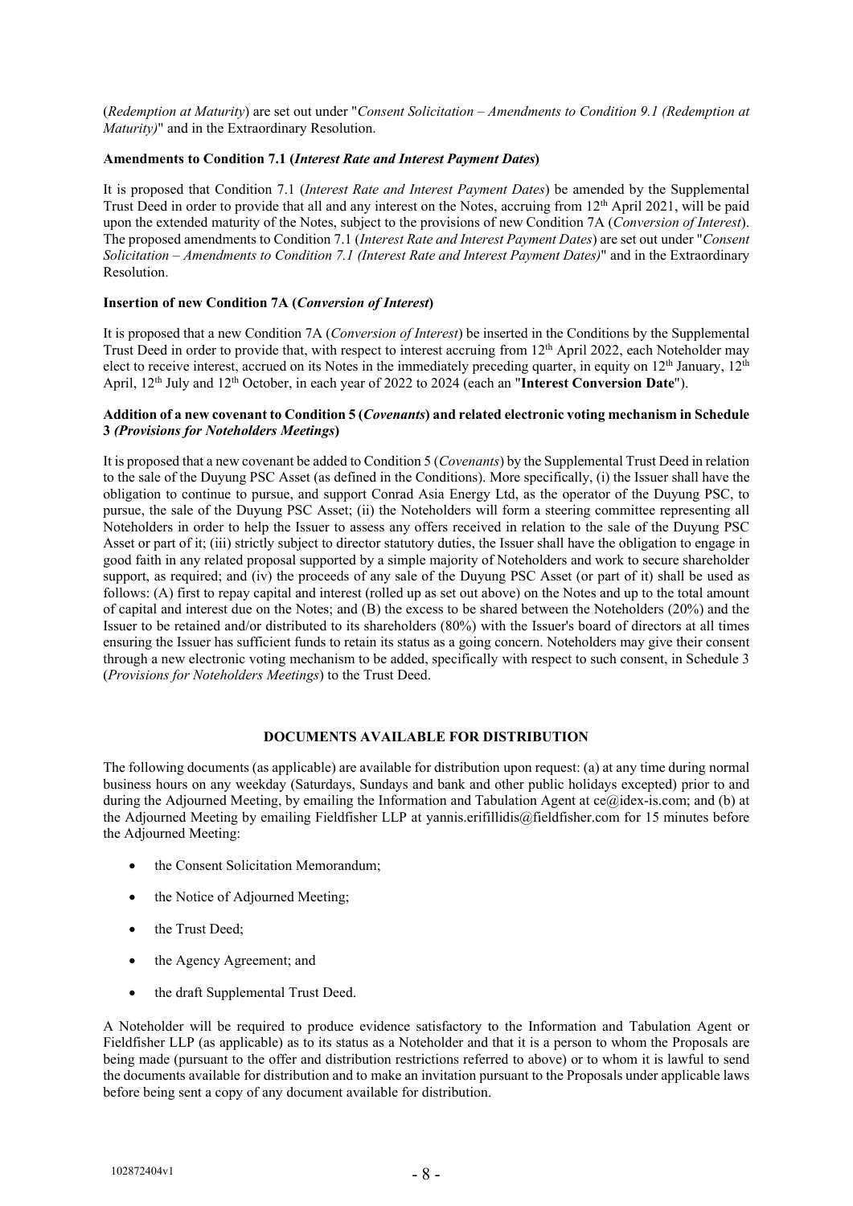(*Redemption at Maturity*) are set out under "*Consent Solicitation – Amendments to Condition 9.1 (Redemption at Maturity)*" and in the Extraordinary Resolution.

**Amendments to Condition 7.1 (*Interest Rate and Interest Payment Dates*)**

It is proposed that Condition 7.1 (*Interest Rate and Interest Payment Dates*) be amended by the Supplemental Trust Deed in order to provide that all and any interest on the Notes, accruing from 12th April 2021, will be paid upon the extended maturity of the Notes, subject to the provisions of new Condition 7A (*Conversion of Interest*). The proposed amendments to Condition 7.1 (*Interest Rate and Interest Payment Dates*) are set out under "*Consent Solicitation – Amendments to Condition 7.1 (Interest Rate and Interest Payment Dates)*" and in the Extraordinary Resolution.

**Insertion of new Condition 7A (*Conversion of Interest*)**

It is proposed that a new Condition 7A (*Conversion of Interest*) be inserted in the Conditions by the Supplemental Trust Deed in order to provide that, with respect to interest accruing from 12th April 2022, each Noteholder may elect to receive interest, accrued on its Notes in the immediately preceding quarter, in equity on 12th January, 12th April, 12th July and 12th October, in each year of 2022 to 2024 (each an "**Interest Conversion Date**").

**Addition of a new covenant to Condition 5 (*Covenants*) and related electronic voting mechanism in Schedule 3 *(Provisions for Noteholders Meetings*)**

It is proposed that a new covenant be added to Condition 5 (*Covenants*) by the Supplemental Trust Deed in relation to the sale of the Duyung PSC Asset (as defined in the Conditions). More specifically, (i) the Issuer shall have the obligation to continue to pursue, and support Conrad Asia Energy Ltd, as the operator of the Duyung PSC, to pursue, the sale of the Duyung PSC Asset; (ii) the Noteholders will form a steering committee representing all Noteholders in order to help the Issuer to assess any offers received in relation to the sale of the Duyung PSC Asset or part of it; (iii) strictly subject to director statutory duties, the Issuer shall have the obligation to engage in good faith in any related proposal supported by a simple majority of Noteholders and work to secure shareholder support, as required; and (iv) the proceeds of any sale of the Duyung PSC Asset (or part of it) shall be used as follows: (A) first to repay capital and interest (rolled up as set out above) on the Notes and up to the total amount of capital and interest due on the Notes; and (B) the excess to be shared between the Noteholders (20%) and the Issuer to be retained and/or distributed to its shareholders (80%) with the Issuer's board of directors at all times ensuring the Issuer has sufficient funds to retain its status as a going concern. Noteholders may give their consent through a new electronic voting mechanism to be added, specifically with respect to such consent, in Schedule 3 (*Provisions for Noteholders Meetings*) to the Trust Deed.

## DOCUMENTS AVAILABLE FOR DISTRIBUTION

The following documents (as applicable) are available for distribution upon request: (a) at any time during normal business hours on any weekday (Saturdays, Sundays and bank and other public holidays excepted) prior to and during the Adjourned Meeting, by emailing the Information and Tabulation Agent at ce@idex-is.com; and (b) at the Adjourned Meeting by emailing Fieldfisher LLP at yannis.erifillidis@fieldfisher.com for 15 minutes before the Adjourned Meeting:

- the Consent Solicitation Memorandum;
- the Notice of Adjourned Meeting;
- the Trust Deed;
- the Agency Agreement; and
- the draft Supplemental Trust Deed.

A Noteholder will be required to produce evidence satisfactory to the Information and Tabulation Agent or Fieldfisher LLP (as applicable) as to its status as a Noteholder and that it is a person to whom the Proposals are being made (pursuant to the offer and distribution restrictions referred to above) or to whom it is lawful to send the documents available for distribution and to make an invitation pursuant to the Proposals under applicable laws before being sent a copy of any document available for distribution.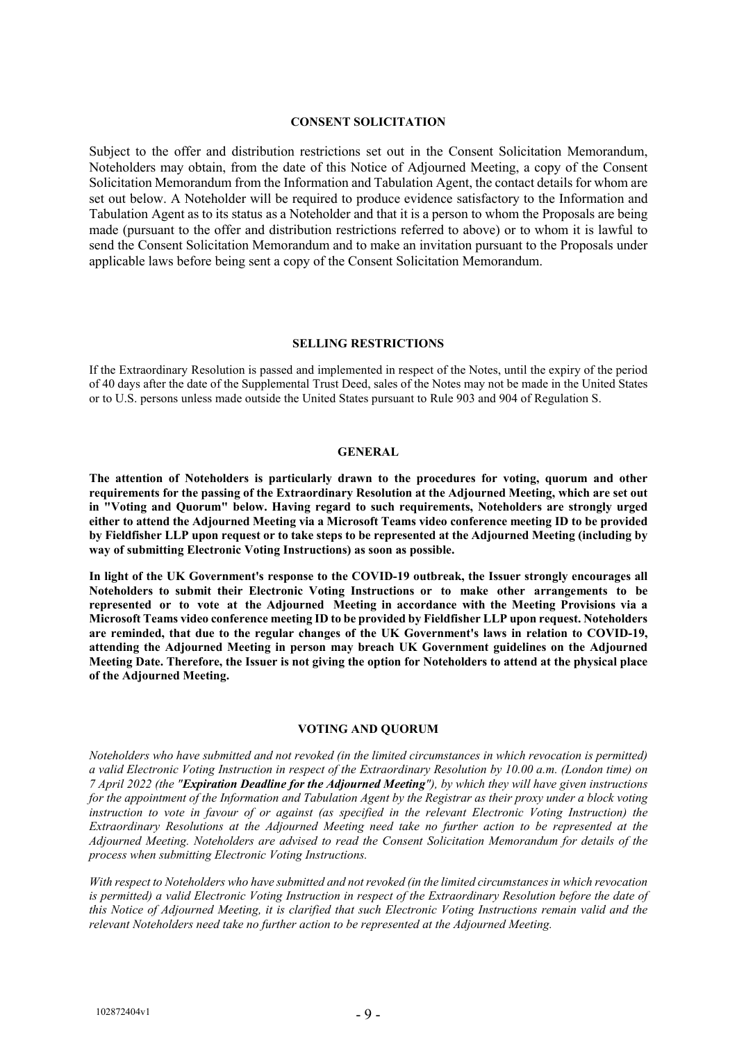## CONSENT SOLICITATION

Subject to the offer and distribution restrictions set out in the Consent Solicitation Memorandum, Noteholders may obtain, from the date of this Notice of Adjourned Meeting, a copy of the Consent Solicitation Memorandum from the Information and Tabulation Agent, the contact details for whom are set out below. A Noteholder will be required to produce evidence satisfactory to the Information and Tabulation Agent as to its status as a Noteholder and that it is a person to whom the Proposals are being made (pursuant to the offer and distribution restrictions referred to above) or to whom it is lawful to send the Consent Solicitation Memorandum and to make an invitation pursuant to the Proposals under applicable laws before being sent a copy of the Consent Solicitation Memorandum.

## SELLING RESTRICTIONS

If the Extraordinary Resolution is passed and implemented in respect of the Notes, until the expiry of the period of 40 days after the date of the Supplemental Trust Deed, sales of the Notes may not be made in the United States or to U.S. persons unless made outside the United States pursuant to Rule 903 and 904 of Regulation S.

## GENERAL

**The attention of Noteholders is particularly drawn to the procedures for voting, quorum and other requirements for the passing of the Extraordinary Resolution at the Adjourned Meeting, which are set out in "Voting and Quorum" below. Having regard to such requirements, Noteholders are strongly urged either to attend the Adjourned Meeting via a Microsoft Teams video conference meeting ID to be provided by Fieldfisher LLP upon request or to take steps to be represented at the Adjourned Meeting (including by way of submitting Electronic Voting Instructions) as soon as possible.**

**In light of the UK Government's response to the COVID-19 outbreak, the Issuer strongly encourages all Noteholders to submit their Electronic Voting Instructions or to make other arrangements to be represented or to vote at the Adjourned Meeting in accordance with the Meeting Provisions via a Microsoft Teams video conference meeting ID to be provided by Fieldfisher LLP upon request. Noteholders are reminded, that due to the regular changes of the UK Government's laws in relation to COVID-19, attending the Adjourned Meeting in person may breach UK Government guidelines on the Adjourned Meeting Date. Therefore, the Issuer is not giving the option for Noteholders to attend at the physical place of the Adjourned Meeting.**

## VOTING AND QUORUM

*Noteholders who have submitted and not revoked (in the limited circumstances in which revocation is permitted) a valid Electronic Voting Instruction in respect of the Extraordinary Resolution by 10.00 a.m. (London time) on 7 April 2022 (the "**Expiration Deadline for the Adjourned Meeting**"), by which they will have given instructions for the appointment of the Information and Tabulation Agent by the Registrar as their proxy under a block voting instruction to vote in favour of or against (as specified in the relevant Electronic Voting Instruction) the Extraordinary Resolutions at the Adjourned Meeting need take no further action to be represented at the Adjourned Meeting. Noteholders are advised to read the Consent Solicitation Memorandum for details of the process when submitting Electronic Voting Instructions.*

*With respect to Noteholders who have submitted and not revoked (in the limited circumstances in which revocation is permitted) a valid Electronic Voting Instruction in respect of the Extraordinary Resolution before the date of this Notice of Adjourned Meeting, it is clarified that such Electronic Voting Instructions remain valid and the relevant Noteholders need take no further action to be represented at the Adjourned Meeting.*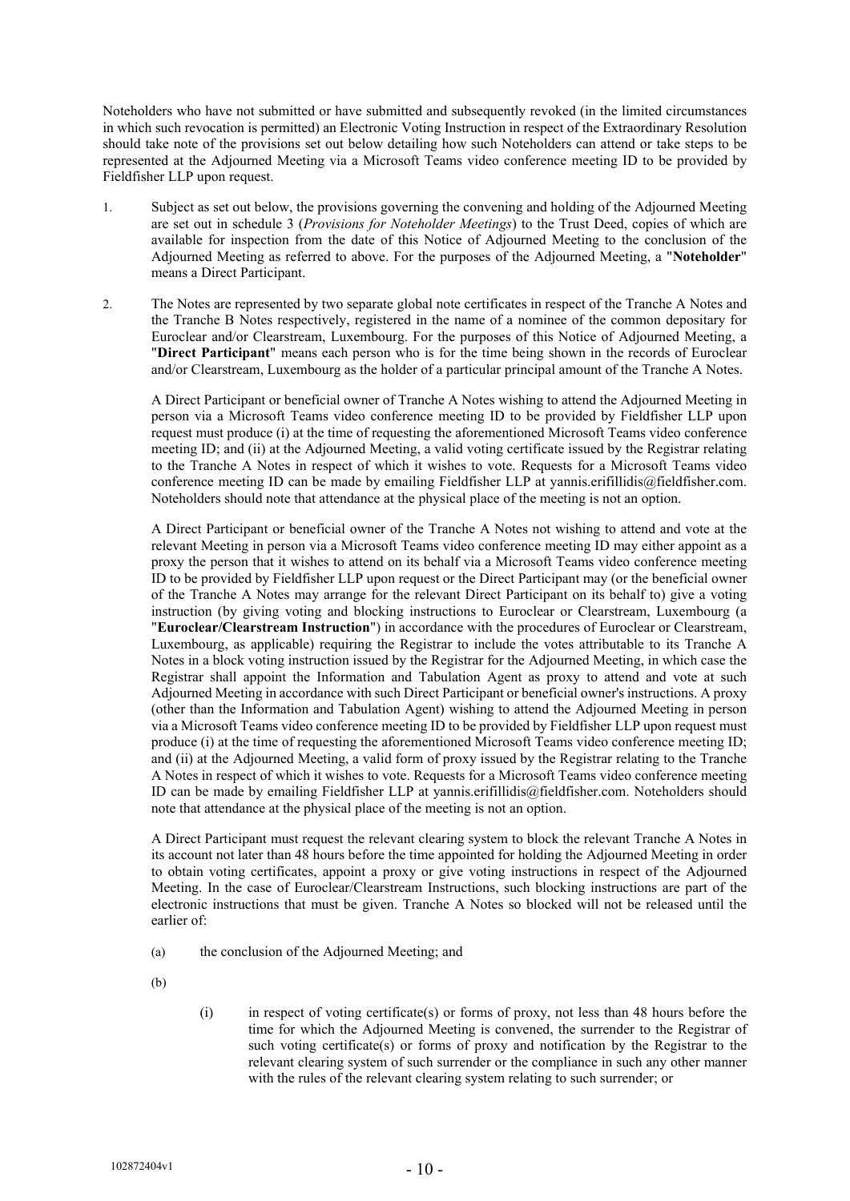Noteholders who have not submitted or have submitted and subsequently revoked (in the limited circumstances in which such revocation is permitted) an Electronic Voting Instruction in respect of the Extraordinary Resolution should take note of the provisions set out below detailing how such Noteholders can attend or take steps to be represented at the Adjourned Meeting via a Microsoft Teams video conference meeting ID to be provided by Fieldfisher LLP upon request.

1. Subject as set out below, the provisions governing the convening and holding of the Adjourned Meeting are set out in schedule 3 (*Provisions for Noteholder Meetings*) to the Trust Deed, copies of which are available for inspection from the date of this Notice of Adjourned Meeting to the conclusion of the Adjourned Meeting as referred to above. For the purposes of the Adjourned Meeting, a "**Noteholder**" means a Direct Participant.

2. The Notes are represented by two separate global note certificates in respect of the Tranche A Notes and the Tranche B Notes respectively, registered in the name of a nominee of the common depositary for Euroclear and/or Clearstream, Luxembourg. For the purposes of this Notice of Adjourned Meeting, a "**Direct Participant**" means each person who is for the time being shown in the records of Euroclear and/or Clearstream, Luxembourg as the holder of a particular principal amount of the Tranche A Notes.

   A Direct Participant or beneficial owner of Tranche A Notes wishing to attend the Adjourned Meeting in person via a Microsoft Teams video conference meeting ID to be provided by Fieldfisher LLP upon request must produce (i) at the time of requesting the aforementioned Microsoft Teams video conference meeting ID; and (ii) at the Adjourned Meeting, a valid voting certificate issued by the Registrar relating to the Tranche A Notes in respect of which it wishes to vote. Requests for a Microsoft Teams video conference meeting ID can be made by emailing Fieldfisher LLP at yannis.erifillidis@fieldfisher.com. Noteholders should note that attendance at the physical place of the meeting is not an option.

   A Direct Participant or beneficial owner of the Tranche A Notes not wishing to attend and vote at the relevant Meeting in person via a Microsoft Teams video conference meeting ID may either appoint as a proxy the person that it wishes to attend on its behalf via a Microsoft Teams video conference meeting ID to be provided by Fieldfisher LLP upon request or the Direct Participant may (or the beneficial owner of the Tranche A Notes may arrange for the relevant Direct Participant on its behalf to) give a voting instruction (by giving voting and blocking instructions to Euroclear or Clearstream, Luxembourg (a "**Euroclear/Clearstream Instruction**") in accordance with the procedures of Euroclear or Clearstream, Luxembourg, as applicable) requiring the Registrar to include the votes attributable to its Tranche A Notes in a block voting instruction issued by the Registrar for the Adjourned Meeting, in which case the Registrar shall appoint the Information and Tabulation Agent as proxy to attend and vote at such Adjourned Meeting in accordance with such Direct Participant or beneficial owner's instructions. A proxy (other than the Information and Tabulation Agent) wishing to attend the Adjourned Meeting in person via a Microsoft Teams video conference meeting ID to be provided by Fieldfisher LLP upon request must produce (i) at the time of requesting the aforementioned Microsoft Teams video conference meeting ID; and (ii) at the Adjourned Meeting, a valid form of proxy issued by the Registrar relating to the Tranche A Notes in respect of which it wishes to vote. Requests for a Microsoft Teams video conference meeting ID can be made by emailing Fieldfisher LLP at yannis.erifillidis@fieldfisher.com. Noteholders should note that attendance at the physical place of the meeting is not an option.

   A Direct Participant must request the relevant clearing system to block the relevant Tranche A Notes in its account not later than 48 hours before the time appointed for holding the Adjourned Meeting in order to obtain voting certificates, appoint a proxy or give voting instructions in respect of the Adjourned Meeting. In the case of Euroclear/Clearstream Instructions, such blocking instructions are part of the electronic instructions that must be given. Tranche A Notes so blocked will not be released until the earlier of:

   (a) the conclusion of the Adjourned Meeting; and

   (b)

      (i) in respect of voting certificate(s) or forms of proxy, not less than 48 hours before the time for which the Adjourned Meeting is convened, the surrender to the Registrar of such voting certificate(s) or forms of proxy and notification by the Registrar to the relevant clearing system of such surrender or the compliance in such any other manner with the rules of the relevant clearing system relating to such surrender; or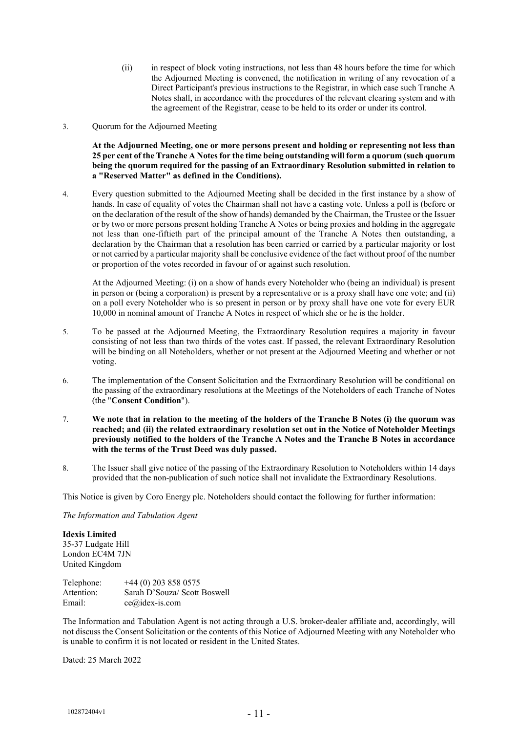(ii) in respect of block voting instructions, not less than 48 hours before the time for which the Adjourned Meeting is convened, the notification in writing of any revocation of a Direct Participant's previous instructions to the Registrar, in which case such Tranche A Notes shall, in accordance with the procedures of the relevant clearing system and with the agreement of the Registrar, cease to be held to its order or under its control.

3. Quorum for the Adjourned Meeting

**At the Adjourned Meeting, one or more persons present and holding or representing not less than 25 per cent of the Tranche A Notes for the time being outstanding will form a quorum (such quorum being the quorum required for the passing of an Extraordinary Resolution submitted in relation to a "Reserved Matter" as defined in the Conditions).**

4. Every question submitted to the Adjourned Meeting shall be decided in the first instance by a show of hands. In case of equality of votes the Chairman shall not have a casting vote. Unless a poll is (before or on the declaration of the result of the show of hands) demanded by the Chairman, the Trustee or the Issuer or by two or more persons present holding Tranche A Notes or being proxies and holding in the aggregate not less than one-fiftieth part of the principal amount of the Tranche A Notes then outstanding, a declaration by the Chairman that a resolution has been carried or carried by a particular majority or lost or not carried by a particular majority shall be conclusive evidence of the fact without proof of the number or proportion of the votes recorded in favour of or against such resolution.

   At the Adjourned Meeting: (i) on a show of hands every Noteholder who (being an individual) is present in person or (being a corporation) is present by a representative or is a proxy shall have one vote; and (ii) on a poll every Noteholder who is so present in person or by proxy shall have one vote for every EUR 10,000 in nominal amount of Tranche A Notes in respect of which she or he is the holder.

5. To be passed at the Adjourned Meeting, the Extraordinary Resolution requires a majority in favour consisting of not less than two thirds of the votes cast. If passed, the relevant Extraordinary Resolution will be binding on all Noteholders, whether or not present at the Adjourned Meeting and whether or not voting.

6. The implementation of the Consent Solicitation and the Extraordinary Resolution will be conditional on the passing of the extraordinary resolutions at the Meetings of the Noteholders of each Tranche of Notes (the "**Consent Condition**").

7. **We note that in relation to the meeting of the holders of the Tranche B Notes (i) the quorum was reached; and (ii) the related extraordinary resolution set out in the Notice of Noteholder Meetings previously notified to the holders of the Tranche A Notes and the Tranche B Notes in accordance with the terms of the Trust Deed was duly passed.**

8. The Issuer shall give notice of the passing of the Extraordinary Resolution to Noteholders within 14 days provided that the non-publication of such notice shall not invalidate the Extraordinary Resolutions.

This Notice is given by Coro Energy plc. Noteholders should contact the following for further information:

*The Information and Tabulation Agent*

**Idexis Limited**
35-37 Ludgate Hill
London EC4M 7JN
United Kingdom

Telephone: +44 (0) 203 858 0575
Attention: Sarah D'Souza/ Scott Boswell
Email: ce@idex-is.com

The Information and Tabulation Agent is not acting through a U.S. broker-dealer affiliate and, accordingly, will not discuss the Consent Solicitation or the contents of this Notice of Adjourned Meeting with any Noteholder who is unable to confirm it is not located or resident in the United States.

Dated: 25 March 2022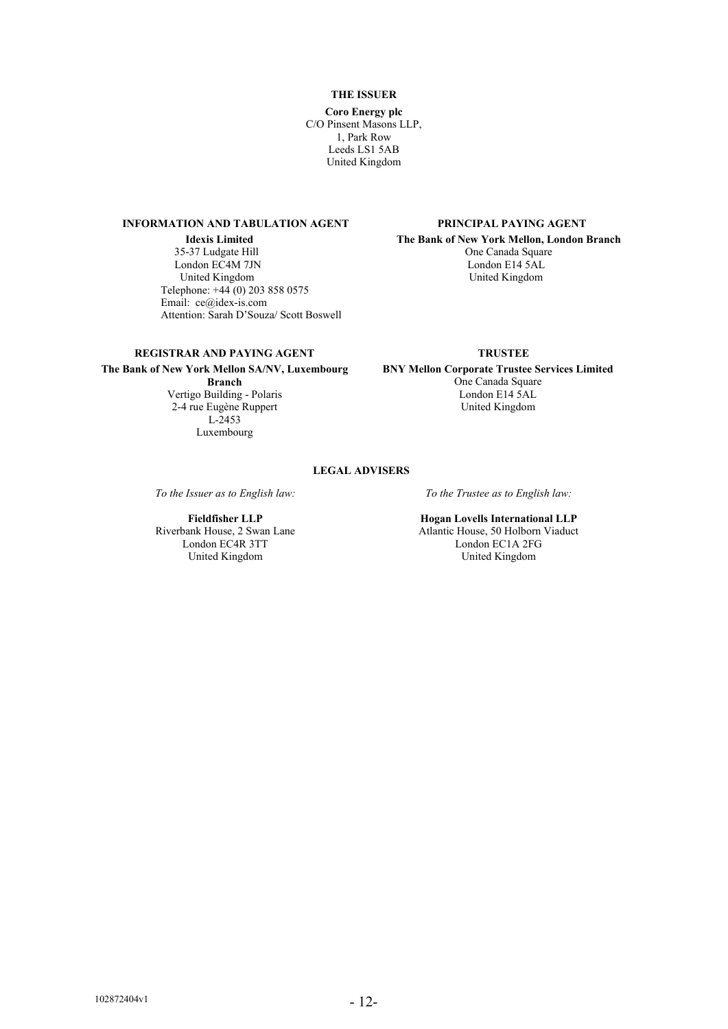**THE ISSUER**

**Coro Energy plc**
C/O Pinsent Masons LLP,
1, Park Row
Leeds LS1 5AB
United Kingdom

**INFORMATION AND TABULATION AGENT**

**Idexis Limited**
35-37 Ludgate Hill
London EC4M 7JN
United Kingdom
Telephone: +44 (0) 203 858 0575
Email: ce@idex-is.com
Attention: Sarah D'Souza/ Scott Boswell

**PRINCIPAL PAYING AGENT**

**The Bank of New York Mellon, London Branch**
One Canada Square
London E14 5AL
United Kingdom

**REGISTRAR AND PAYING AGENT**

**The Bank of New York Mellon SA/NV, Luxembourg Branch**
Vertigo Building - Polaris
2-4 rue Eugène Ruppert
L-2453
Luxembourg

**TRUSTEE**

**BNY Mellon Corporate Trustee Services Limited**
One Canada Square
London E14 5AL
United Kingdom

**LEGAL ADVISERS**

*To the Issuer as to English law:*

**Fieldfisher LLP**
Riverbank House, 2 Swan Lane
London EC4R 3TT
United Kingdom

*To the Trustee as to English law:*

**Hogan Lovells International LLP**
Atlantic House, 50 Holborn Viaduct
London EC1A 2FG
United Kingdom

102872404v1